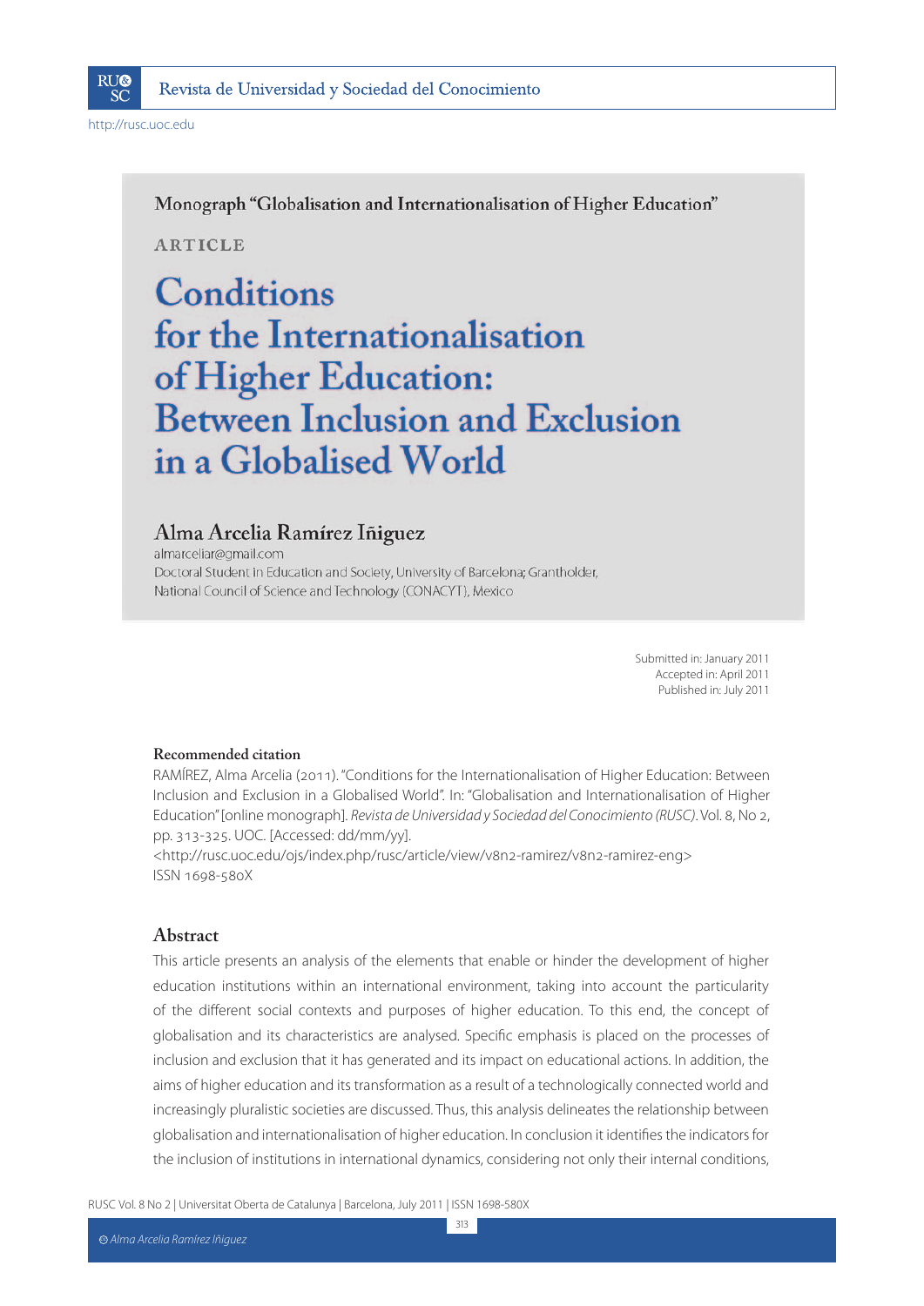Monograph "Globalisation and Internationalisation of Higher Education"

ARTICLE

# Conditions for the Internationalisation of Higher Education: Between Inclusion and Exclusion in a Globalised World

## Alma Arcelia Ramírez Iñiguez

almarceliar@gmail.com
Doctoral Student in Education and Society, University of Barcelona; Grantholder, National Council of Science and Technology (CONACYT), Mexico

Submitted in: January 2011
Accepted in: April 2011
Published in: July 2011

**Recommended citation**

RAMÍREZ, Alma Arcelia (2011). "Conditions for the Internationalisation of Higher Education: Between Inclusion and Exclusion in a Globalised World". In: "Globalisation and Internationalisation of Higher Education" [online monograph]. *Revista de Universidad y Sociedad del Conocimiento (RUSC)*. Vol. 8, No 2, pp. 313-325. UOC. [Accessed: dd/mm/yy].
<http://rusc.uoc.edu/ojs/index.php/rusc/article/view/v8n2-ramirez/v8n2-ramirez-eng>
ISSN 1698-580X

## Abstract

This article presents an analysis of the elements that enable or hinder the development of higher education institutions within an international environment, taking into account the particularity of the different social contexts and purposes of higher education. To this end, the concept of globalisation and its characteristics are analysed. Specific emphasis is placed on the processes of inclusion and exclusion that it has generated and its impact on educational actions. In addition, the aims of higher education and its transformation as a result of a technologically connected world and increasingly pluralistic societies are discussed. Thus, this analysis delineates the relationship between globalisation and internationalisation of higher education. In conclusion it identifies the indicators for the inclusion of institutions in international dynamics, considering not only their internal conditions,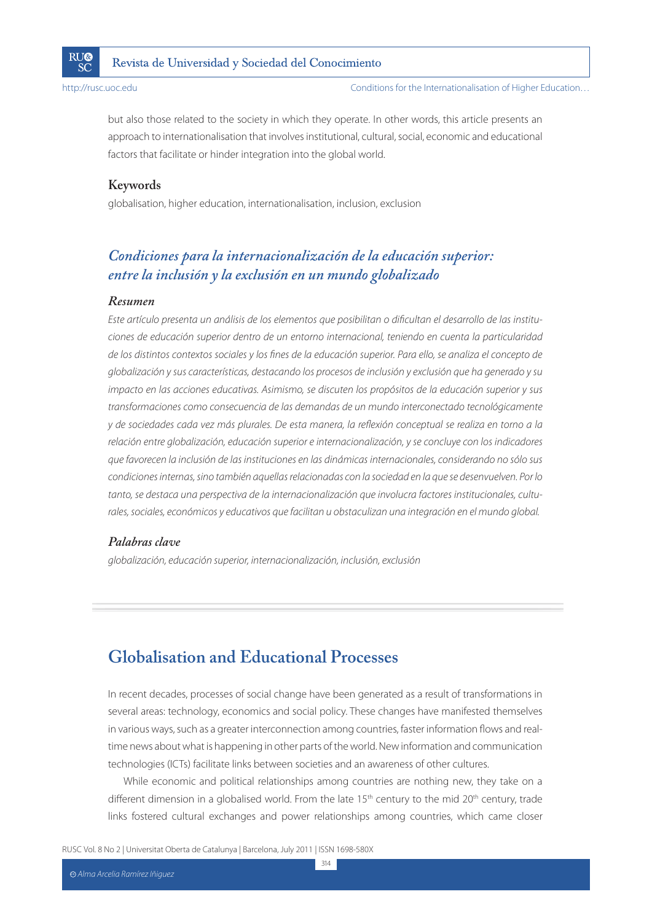but also those related to the society in which they operate. In other words, this article presents an approach to internationalisation that involves institutional, cultural, social, economic and educational factors that facilitate or hinder integration into the global world.

### Keywords

globalisation, higher education, internationalisation, inclusion, exclusion

## *Condiciones para la internacionalización de la educación superior: entre la inclusión y la exclusión en un mundo globalizado*

### *Resumen*

*Este artículo presenta un análisis de los elementos que posibilitan o dificultan el desarrollo de las instituciones de educación superior dentro de un entorno internacional, teniendo en cuenta la particularidad de los distintos contextos sociales y los fines de la educación superior. Para ello, se analiza el concepto de globalización y sus características, destacando los procesos de inclusión y exclusión que ha generado y su impacto en las acciones educativas. Asimismo, se discuten los propósitos de la educación superior y sus transformaciones como consecuencia de las demandas de un mundo interconectado tecnológicamente y de sociedades cada vez más plurales. De esta manera, la reflexión conceptual se realiza en torno a la relación entre globalización, educación superior e internacionalización, y se concluye con los indicadores que favorecen la inclusión de las instituciones en las dinámicas internacionales, considerando no sólo sus condiciones internas, sino también aquellas relacionadas con la sociedad en la que se desenvuelven. Por lo tanto, se destaca una perspectiva de la internacionalización que involucra factores institucionales, culturales, sociales, económicos y educativos que facilitan u obstaculizan una integración en el mundo global.*

### *Palabras clave*

*globalización, educación superior, internacionalización, inclusión, exclusión*

## Globalisation and Educational Processes

In recent decades, processes of social change have been generated as a result of transformations in several areas: technology, economics and social policy. These changes have manifested themselves in various ways, such as a greater interconnection among countries, faster information flows and real-time news about what is happening in other parts of the world. New information and communication technologies (ICTs) facilitate links between societies and an awareness of other cultures.

While economic and political relationships among countries are nothing new, they take on a different dimension in a globalised world. From the late 15th century to the mid 20th century, trade links fostered cultural exchanges and power relationships among countries, which came closer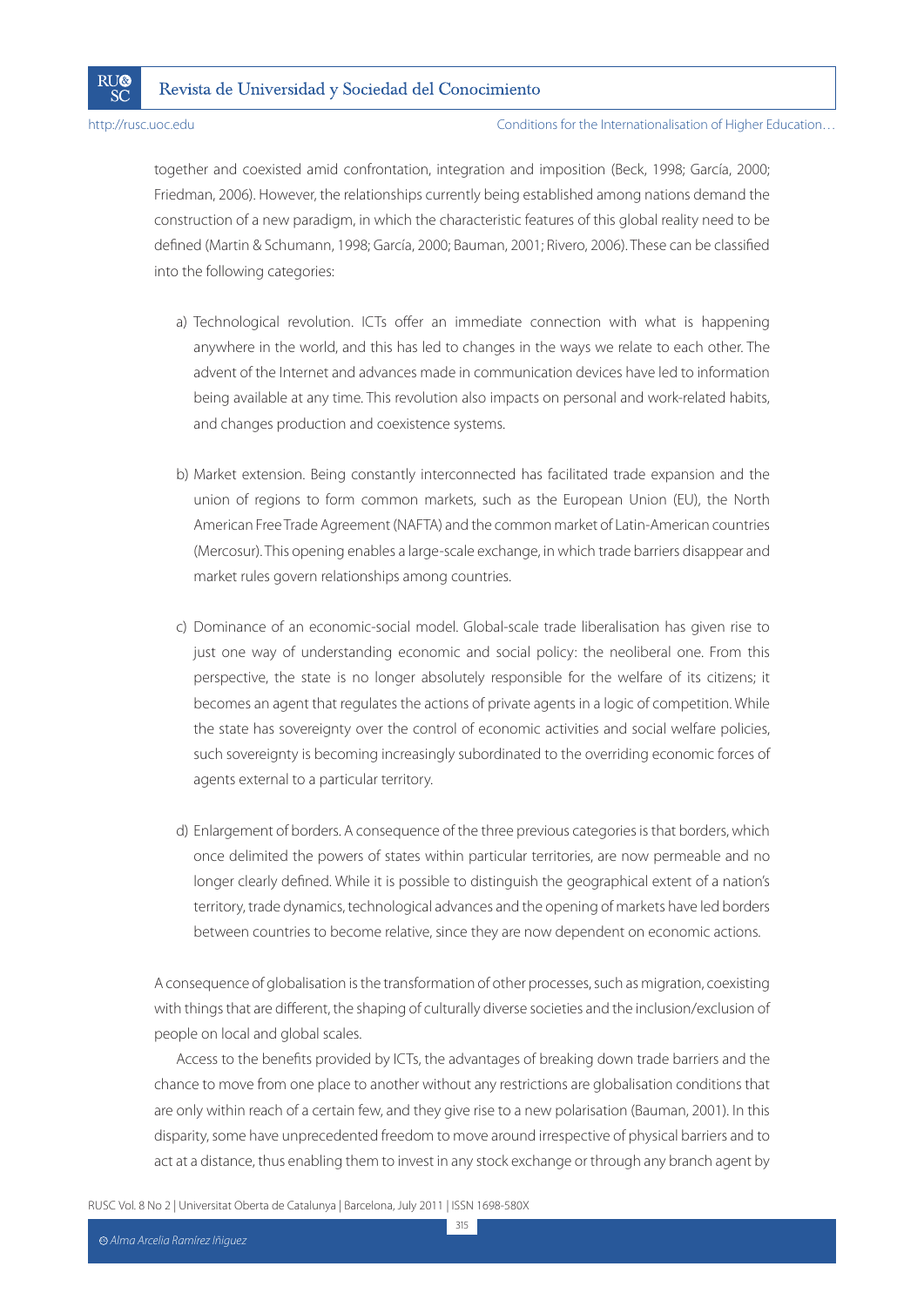together and coexisted amid confrontation, integration and imposition (Beck, 1998; García, 2000; Friedman, 2006). However, the relationships currently being established among nations demand the construction of a new paradigm, in which the characteristic features of this global reality need to be defined (Martin & Schumann, 1998; García, 2000; Bauman, 2001; Rivero, 2006). These can be classified into the following categories:

a) Technological revolution. ICTs offer an immediate connection with what is happening anywhere in the world, and this has led to changes in the ways we relate to each other. The advent of the Internet and advances made in communication devices have led to information being available at any time. This revolution also impacts on personal and work-related habits, and changes production and coexistence systems.

b) Market extension. Being constantly interconnected has facilitated trade expansion and the union of regions to form common markets, such as the European Union (EU), the North American Free Trade Agreement (NAFTA) and the common market of Latin-American countries (Mercosur). This opening enables a large-scale exchange, in which trade barriers disappear and market rules govern relationships among countries.

c) Dominance of an economic-social model. Global-scale trade liberalisation has given rise to just one way of understanding economic and social policy: the neoliberal one. From this perspective, the state is no longer absolutely responsible for the welfare of its citizens; it becomes an agent that regulates the actions of private agents in a logic of competition. While the state has sovereignty over the control of economic activities and social welfare policies, such sovereignty is becoming increasingly subordinated to the overriding economic forces of agents external to a particular territory.

d) Enlargement of borders. A consequence of the three previous categories is that borders, which once delimited the powers of states within particular territories, are now permeable and no longer clearly defined. While it is possible to distinguish the geographical extent of a nation's territory, trade dynamics, technological advances and the opening of markets have led borders between countries to become relative, since they are now dependent on economic actions.

A consequence of globalisation is the transformation of other processes, such as migration, coexisting with things that are different, the shaping of culturally diverse societies and the inclusion/exclusion of people on local and global scales.

Access to the benefits provided by ICTs, the advantages of breaking down trade barriers and the chance to move from one place to another without any restrictions are globalisation conditions that are only within reach of a certain few, and they give rise to a new polarisation (Bauman, 2001). In this disparity, some have unprecedented freedom to move around irrespective of physical barriers and to act at a distance, thus enabling them to invest in any stock exchange or through any branch agent by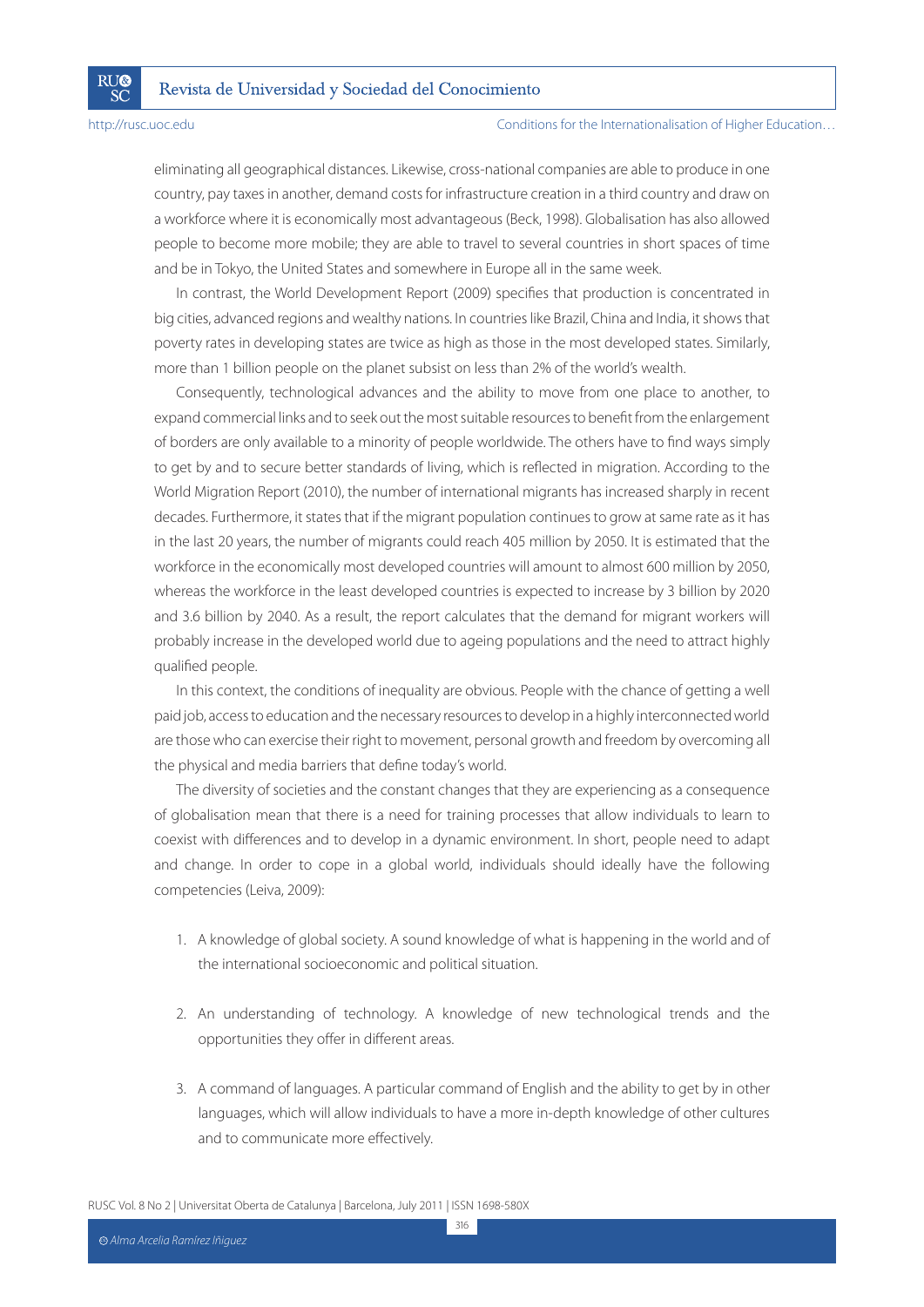eliminating all geographical distances. Likewise, cross-national companies are able to produce in one country, pay taxes in another, demand costs for infrastructure creation in a third country and draw on a workforce where it is economically most advantageous (Beck, 1998). Globalisation has also allowed people to become more mobile; they are able to travel to several countries in short spaces of time and be in Tokyo, the United States and somewhere in Europe all in the same week.

In contrast, the World Development Report (2009) specifies that production is concentrated in big cities, advanced regions and wealthy nations. In countries like Brazil, China and India, it shows that poverty rates in developing states are twice as high as those in the most developed states. Similarly, more than 1 billion people on the planet subsist on less than 2% of the world's wealth.

Consequently, technological advances and the ability to move from one place to another, to expand commercial links and to seek out the most suitable resources to benefit from the enlargement of borders are only available to a minority of people worldwide. The others have to find ways simply to get by and to secure better standards of living, which is reflected in migration. According to the World Migration Report (2010), the number of international migrants has increased sharply in recent decades. Furthermore, it states that if the migrant population continues to grow at same rate as it has in the last 20 years, the number of migrants could reach 405 million by 2050. It is estimated that the workforce in the economically most developed countries will amount to almost 600 million by 2050, whereas the workforce in the least developed countries is expected to increase by 3 billion by 2020 and 3.6 billion by 2040. As a result, the report calculates that the demand for migrant workers will probably increase in the developed world due to ageing populations and the need to attract highly qualified people.

In this context, the conditions of inequality are obvious. People with the chance of getting a well paid job, access to education and the necessary resources to develop in a highly interconnected world are those who can exercise their right to movement, personal growth and freedom by overcoming all the physical and media barriers that define today's world.

The diversity of societies and the constant changes that they are experiencing as a consequence of globalisation mean that there is a need for training processes that allow individuals to learn to coexist with differences and to develop in a dynamic environment. In short, people need to adapt and change. In order to cope in a global world, individuals should ideally have the following competencies (Leiva, 2009):

1. A knowledge of global society. A sound knowledge of what is happening in the world and of the international socioeconomic and political situation.

2. An understanding of technology. A knowledge of new technological trends and the opportunities they offer in different areas.

3. A command of languages. A particular command of English and the ability to get by in other languages, which will allow individuals to have a more in-depth knowledge of other cultures and to communicate more effectively.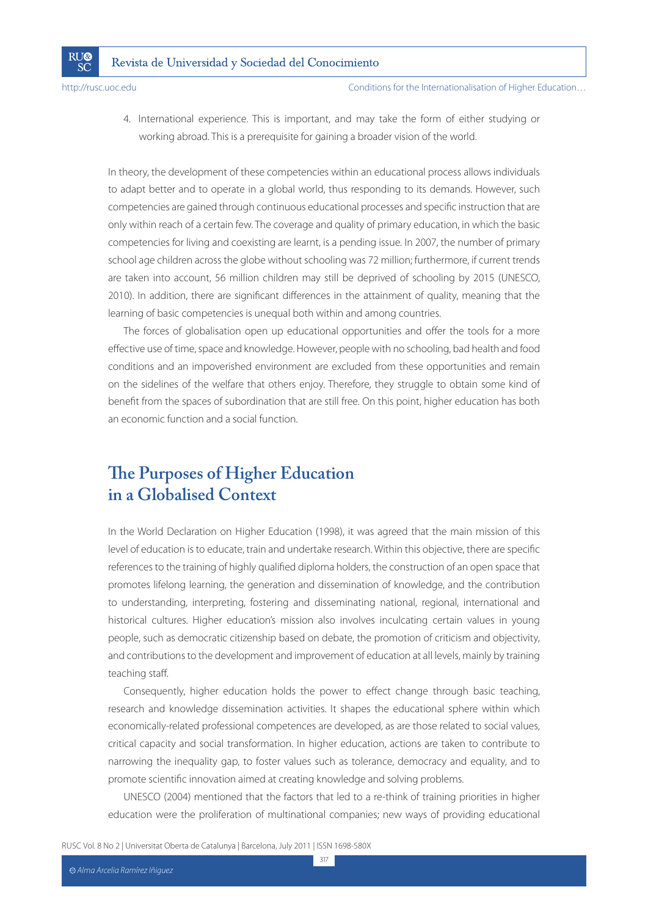4. International experience. This is important, and may take the form of either studying or working abroad. This is a prerequisite for gaining a broader vision of the world.

In theory, the development of these competencies within an educational process allows individuals to adapt better and to operate in a global world, thus responding to its demands. However, such competencies are gained through continuous educational processes and specific instruction that are only within reach of a certain few. The coverage and quality of primary education, in which the basic competencies for living and coexisting are learnt, is a pending issue. In 2007, the number of primary school age children across the globe without schooling was 72 million; furthermore, if current trends are taken into account, 56 million children may still be deprived of schooling by 2015 (UNESCO, 2010). In addition, there are significant differences in the attainment of quality, meaning that the learning of basic competencies is unequal both within and among countries.

The forces of globalisation open up educational opportunities and offer the tools for a more effective use of time, space and knowledge. However, people with no schooling, bad health and food conditions and an impoverished environment are excluded from these opportunities and remain on the sidelines of the welfare that others enjoy. Therefore, they struggle to obtain some kind of benefit from the spaces of subordination that are still free. On this point, higher education has both an economic function and a social function.

## The Purposes of Higher Education in a Globalised Context

In the World Declaration on Higher Education (1998), it was agreed that the main mission of this level of education is to educate, train and undertake research. Within this objective, there are specific references to the training of highly qualified diploma holders, the construction of an open space that promotes lifelong learning, the generation and dissemination of knowledge, and the contribution to understanding, interpreting, fostering and disseminating national, regional, international and historical cultures. Higher education's mission also involves inculcating certain values in young people, such as democratic citizenship based on debate, the promotion of criticism and objectivity, and contributions to the development and improvement of education at all levels, mainly by training teaching staff.

Consequently, higher education holds the power to effect change through basic teaching, research and knowledge dissemination activities. It shapes the educational sphere within which economically-related professional competences are developed, as are those related to social values, critical capacity and social transformation. In higher education, actions are taken to contribute to narrowing the inequality gap, to foster values such as tolerance, democracy and equality, and to promote scientific innovation aimed at creating knowledge and solving problems.

UNESCO (2004) mentioned that the factors that led to a re-think of training priorities in higher education were the proliferation of multinational companies; new ways of providing educational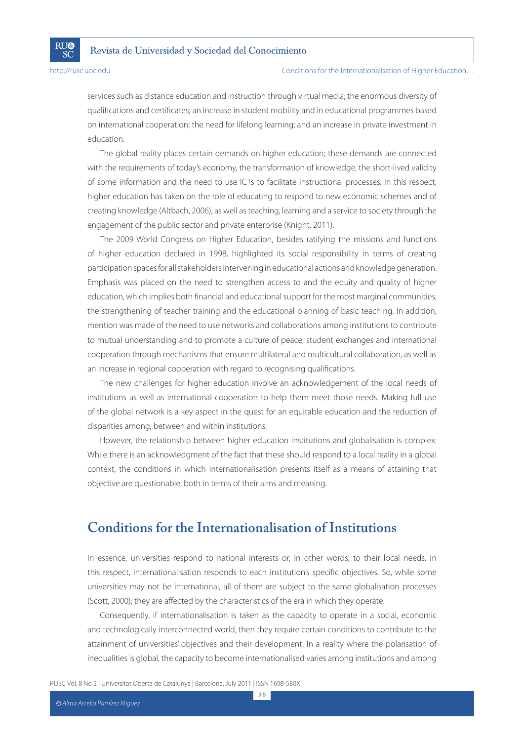services such as distance education and instruction through virtual media; the enormous diversity of qualifications and certificates; an increase in student mobility and in educational programmes based on international cooperation; the need for lifelong learning; and an increase in private investment in education.

The global reality places certain demands on higher education; these demands are connected with the requirements of today's economy, the transformation of knowledge, the short-lived validity of some information and the need to use ICTs to facilitate instructional processes. In this respect, higher education has taken on the role of educating to respond to new economic schemes and of creating knowledge (Altbach, 2006), as well as teaching, learning and a service to society through the engagement of the public sector and private enterprise (Knight, 2011).

The 2009 World Congress on Higher Education, besides ratifying the missions and functions of higher education declared in 1998, highlighted its social responsibility in terms of creating participation spaces for all stakeholders intervening in educational actions and knowledge generation. Emphasis was placed on the need to strengthen access to and the equity and quality of higher education, which implies both financial and educational support for the most marginal communities, the strengthening of teacher training and the educational planning of basic teaching. In addition, mention was made of the need to use networks and collaborations among institutions to contribute to mutual understanding and to promote a culture of peace, student exchanges and international cooperation through mechanisms that ensure multilateral and multicultural collaboration, as well as an increase in regional cooperation with regard to recognising qualifications.

The new challenges for higher education involve an acknowledgement of the local needs of institutions as well as international cooperation to help them meet those needs. Making full use of the global network is a key aspect in the quest for an equitable education and the reduction of disparities among, between and within institutions.

However, the relationship between higher education institutions and globalisation is complex. While there is an acknowledgment of the fact that these should respond to a local reality in a global context, the conditions in which internationalisation presents itself as a means of attaining that objective are questionable, both in terms of their aims and meaning.

## Conditions for the Internationalisation of Institutions

In essence, universities respond to national interests or, in other words, to their local needs. In this respect, internationalisation responds to each institution's specific objectives. So, while some universities may not be international, all of them are subject to the same globalisation processes (Scott, 2000); they are affected by the characteristics of the era in which they operate.

Consequently, if internationalisation is taken as the capacity to operate in a social, economic and technologically interconnected world, then they require certain conditions to contribute to the attainment of universities' objectives and their development. In a reality where the polarisation of inequalities is global, the capacity to become internationalised varies among institutions and among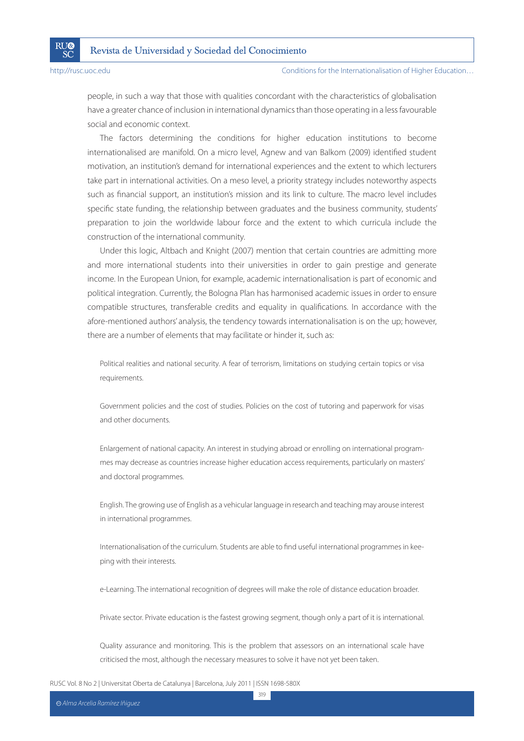people, in such a way that those with qualities concordant with the characteristics of globalisation have a greater chance of inclusion in international dynamics than those operating in a less favourable social and economic context.

The factors determining the conditions for higher education institutions to become internationalised are manifold. On a micro level, Agnew and van Balkom (2009) identified student motivation, an institution's demand for international experiences and the extent to which lecturers take part in international activities. On a meso level, a priority strategy includes noteworthy aspects such as financial support, an institution's mission and its link to culture. The macro level includes specific state funding, the relationship between graduates and the business community, students' preparation to join the worldwide labour force and the extent to which curricula include the construction of the international community.

Under this logic, Altbach and Knight (2007) mention that certain countries are admitting more and more international students into their universities in order to gain prestige and generate income. In the European Union, for example, academic internationalisation is part of economic and political integration. Currently, the Bologna Plan has harmonised academic issues in order to ensure compatible structures, transferable credits and equality in qualifications. In accordance with the afore-mentioned authors' analysis, the tendency towards internationalisation is on the up; however, there are a number of elements that may facilitate or hinder it, such as:

Political realities and national security. A fear of terrorism, limitations on studying certain topics or visa requirements.

Government policies and the cost of studies. Policies on the cost of tutoring and paperwork for visas and other documents.

Enlargement of national capacity. An interest in studying abroad or enrolling on international programmes may decrease as countries increase higher education access requirements, particularly on masters' and doctoral programmes.

English. The growing use of English as a vehicular language in research and teaching may arouse interest in international programmes.

Internationalisation of the curriculum. Students are able to find useful international programmes in keeping with their interests.

e-Learning. The international recognition of degrees will make the role of distance education broader.

Private sector. Private education is the fastest growing segment, though only a part of it is international.

Quality assurance and monitoring. This is the problem that assessors on an international scale have criticised the most, although the necessary measures to solve it have not yet been taken.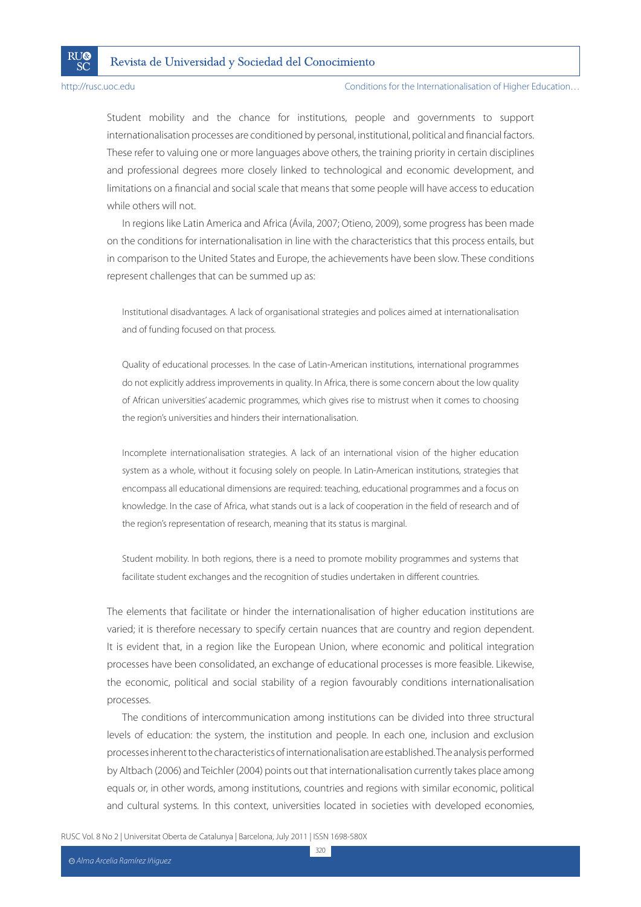Student mobility and the chance for institutions, people and governments to support internationalisation processes are conditioned by personal, institutional, political and financial factors. These refer to valuing one or more languages above others, the training priority in certain disciplines and professional degrees more closely linked to technological and economic development, and limitations on a financial and social scale that means that some people will have access to education while others will not.

In regions like Latin America and Africa (Ávila, 2007; Otieno, 2009), some progress has been made on the conditions for internationalisation in line with the characteristics that this process entails, but in comparison to the United States and Europe, the achievements have been slow. These conditions represent challenges that can be summed up as:

> Institutional disadvantages. A lack of organisational strategies and polices aimed at internationalisation and of funding focused on that process.
>
> Quality of educational processes. In the case of Latin-American institutions, international programmes do not explicitly address improvements in quality. In Africa, there is some concern about the low quality of African universities' academic programmes, which gives rise to mistrust when it comes to choosing the region's universities and hinders their internationalisation.
>
> Incomplete internationalisation strategies. A lack of an international vision of the higher education system as a whole, without it focusing solely on people. In Latin-American institutions, strategies that encompass all educational dimensions are required: teaching, educational programmes and a focus on knowledge. In the case of Africa, what stands out is a lack of cooperation in the field of research and of the region's representation of research, meaning that its status is marginal.
>
> Student mobility. In both regions, there is a need to promote mobility programmes and systems that facilitate student exchanges and the recognition of studies undertaken in different countries.

The elements that facilitate or hinder the internationalisation of higher education institutions are varied; it is therefore necessary to specify certain nuances that are country and region dependent. It is evident that, in a region like the European Union, where economic and political integration processes have been consolidated, an exchange of educational processes is more feasible. Likewise, the economic, political and social stability of a region favourably conditions internationalisation processes.

The conditions of intercommunication among institutions can be divided into three structural levels of education: the system, the institution and people. In each one, inclusion and exclusion processes inherent to the characteristics of internationalisation are established. The analysis performed by Altbach (2006) and Teichler (2004) points out that internationalisation currently takes place among equals or, in other words, among institutions, countries and regions with similar economic, political and cultural systems. In this context, universities located in societies with developed economies,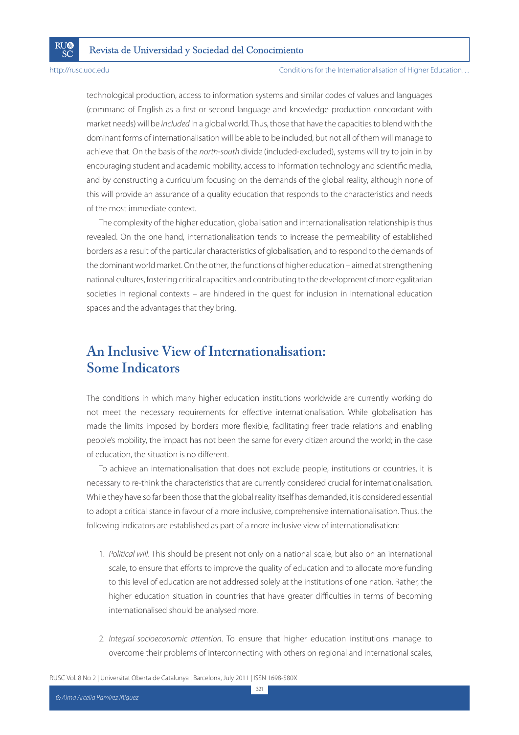technological production, access to information systems and similar codes of values and languages (command of English as a first or second language and knowledge production concordant with market needs) will be *included* in a global world. Thus, those that have the capacities to blend with the dominant forms of internationalisation will be able to be included, but not all of them will manage to achieve that. On the basis of the *north-south* divide (included-excluded), systems will try to join in by encouraging student and academic mobility, access to information technology and scientific media, and by constructing a curriculum focusing on the demands of the global reality, although none of this will provide an assurance of a quality education that responds to the characteristics and needs of the most immediate context.

The complexity of the higher education, globalisation and internationalisation relationship is thus revealed. On the one hand, internationalisation tends to increase the permeability of established borders as a result of the particular characteristics of globalisation, and to respond to the demands of the dominant world market. On the other, the functions of higher education – aimed at strengthening national cultures, fostering critical capacities and contributing to the development of more egalitarian societies in regional contexts – are hindered in the quest for inclusion in international education spaces and the advantages that they bring.

## An Inclusive View of Internationalisation: Some Indicators

The conditions in which many higher education institutions worldwide are currently working do not meet the necessary requirements for effective internationalisation. While globalisation has made the limits imposed by borders more flexible, facilitating freer trade relations and enabling people's mobility, the impact has not been the same for every citizen around the world; in the case of education, the situation is no different.

To achieve an internationalisation that does not exclude people, institutions or countries, it is necessary to re-think the characteristics that are currently considered crucial for internationalisation. While they have so far been those that the global reality itself has demanded, it is considered essential to adopt a critical stance in favour of a more inclusive, comprehensive internationalisation. Thus, the following indicators are established as part of a more inclusive view of internationalisation:

1. *Political will*. This should be present not only on a national scale, but also on an international scale, to ensure that efforts to improve the quality of education and to allocate more funding to this level of education are not addressed solely at the institutions of one nation. Rather, the higher education situation in countries that have greater difficulties in terms of becoming internationalised should be analysed more.

2. *Integral socioeconomic attention*. To ensure that higher education institutions manage to overcome their problems of interconnecting with others on regional and international scales,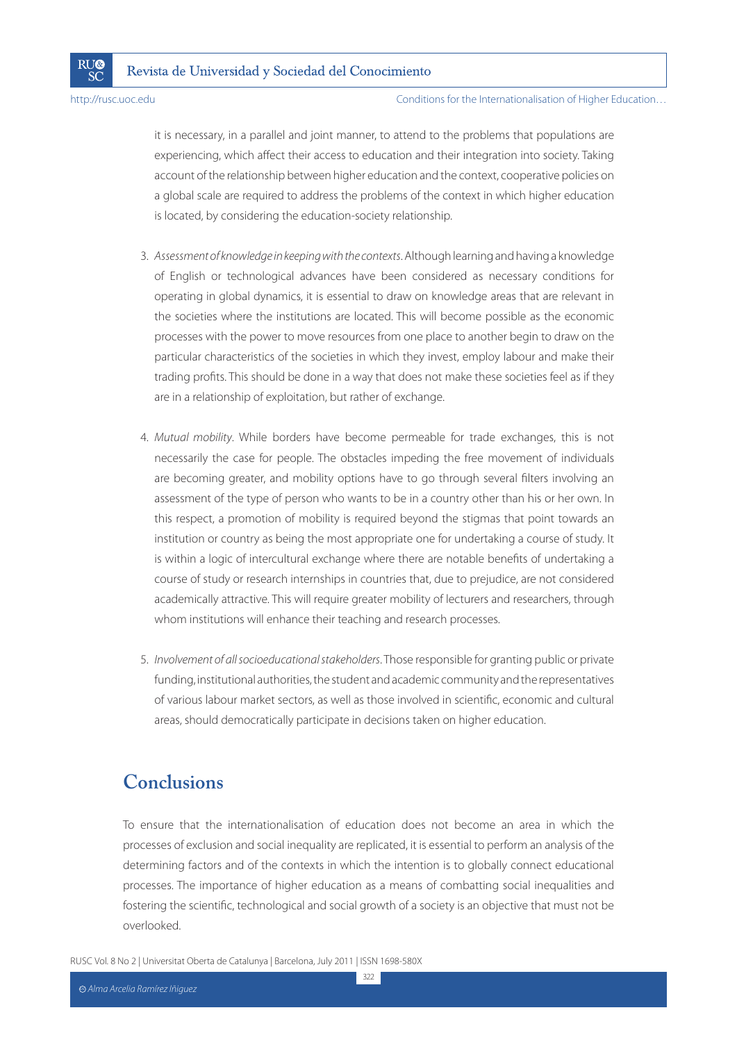it is necessary, in a parallel and joint manner, to attend to the problems that populations are experiencing, which affect their access to education and their integration into society. Taking account of the relationship between higher education and the context, cooperative policies on a global scale are required to address the problems of the context in which higher education is located, by considering the education-society relationship.

3. *Assessment of knowledge in keeping with the contexts*. Although learning and having a knowledge of English or technological advances have been considered as necessary conditions for operating in global dynamics, it is essential to draw on knowledge areas that are relevant in the societies where the institutions are located. This will become possible as the economic processes with the power to move resources from one place to another begin to draw on the particular characteristics of the societies in which they invest, employ labour and make their trading profits. This should be done in a way that does not make these societies feel as if they are in a relationship of exploitation, but rather of exchange.

4. *Mutual mobility*. While borders have become permeable for trade exchanges, this is not necessarily the case for people. The obstacles impeding the free movement of individuals are becoming greater, and mobility options have to go through several filters involving an assessment of the type of person who wants to be in a country other than his or her own. In this respect, a promotion of mobility is required beyond the stigmas that point towards an institution or country as being the most appropriate one for undertaking a course of study. It is within a logic of intercultural exchange where there are notable benefits of undertaking a course of study or research internships in countries that, due to prejudice, are not considered academically attractive. This will require greater mobility of lecturers and researchers, through whom institutions will enhance their teaching and research processes.

5. *Involvement of all socioeducational stakeholders*. Those responsible for granting public or private funding, institutional authorities, the student and academic community and the representatives of various labour market sectors, as well as those involved in scientific, economic and cultural areas, should democratically participate in decisions taken on higher education.

## Conclusions

To ensure that the internationalisation of education does not become an area in which the processes of exclusion and social inequality are replicated, it is essential to perform an analysis of the determining factors and of the contexts in which the intention is to globally connect educational processes. The importance of higher education as a means of combatting social inequalities and fostering the scientific, technological and social growth of a society is an objective that must not be overlooked.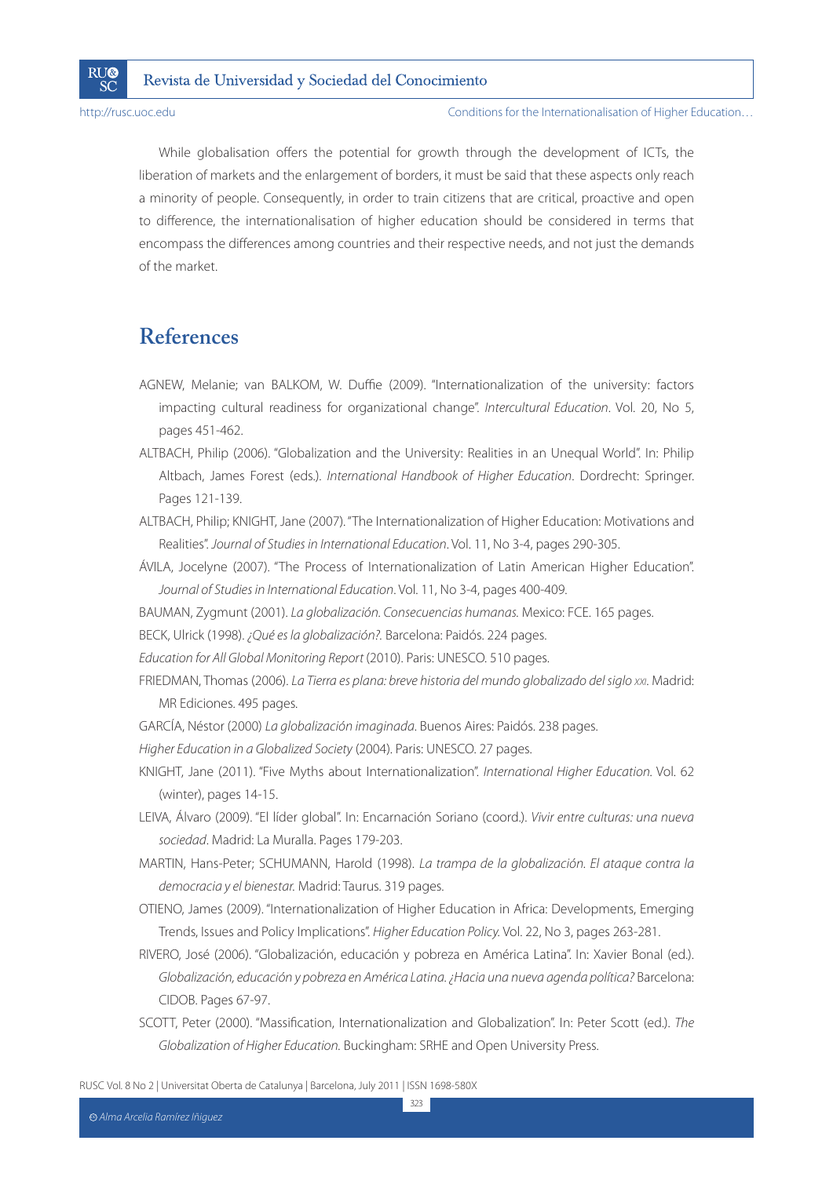While globalisation offers the potential for growth through the development of ICTs, the liberation of markets and the enlargement of borders, it must be said that these aspects only reach a minority of people. Consequently, in order to train citizens that are critical, proactive and open to difference, the internationalisation of higher education should be considered in terms that encompass the differences among countries and their respective needs, and not just the demands of the market.

## References

AGNEW, Melanie; van BALKOM, W. Duffie (2009). "Internationalization of the university: factors impacting cultural readiness for organizational change". *Intercultural Education*. Vol. 20, No 5, pages 451-462.

ALTBACH, Philip (2006). "Globalization and the University: Realities in an Unequal World". In: Philip Altbach, James Forest (eds.). *International Handbook of Higher Education*. Dordrecht: Springer. Pages 121-139.

ALTBACH, Philip; KNIGHT, Jane (2007). "The Internationalization of Higher Education: Motivations and Realities". *Journal of Studies in International Education*. Vol. 11, No 3-4, pages 290-305.

ÁVILA, Jocelyne (2007). "The Process of Internationalization of Latin American Higher Education". *Journal of Studies in International Education*. Vol. 11, No 3-4, pages 400-409.

BAUMAN, Zygmunt (2001). *La globalización. Consecuencias humanas.* Mexico: FCE. 165 pages.

BECK, Ulrick (1998). *¿Qué es la globalización?*. Barcelona: Paidós. 224 pages.

*Education for All Global Monitoring Report* (2010). Paris: UNESCO. 510 pages.

FRIEDMAN, Thomas (2006). *La Tierra es plana: breve historia del mundo globalizado del siglo XXI*. Madrid: MR Ediciones. 495 pages.

GARCÍA, Néstor (2000) *La globalización imaginada*. Buenos Aires: Paidós. 238 pages.

*Higher Education in a Globalized Society* (2004). Paris: UNESCO. 27 pages.

KNIGHT, Jane (2011). "Five Myths about Internationalization". *International Higher Education.* Vol. 62 (winter), pages 14-15.

LEIVA, Álvaro (2009). "El líder global". In: Encarnación Soriano (coord.). *Vivir entre culturas: una nueva sociedad*. Madrid: La Muralla. Pages 179-203.

MARTIN, Hans-Peter; SCHUMANN, Harold (1998). *La trampa de la globalización. El ataque contra la democracia y el bienestar.* Madrid: Taurus. 319 pages.

OTIENO, James (2009). "Internationalization of Higher Education in Africa: Developments, Emerging Trends, Issues and Policy Implications". *Higher Education Policy.* Vol. 22, No 3, pages 263-281.

RIVERO, José (2006). "Globalización, educación y pobreza en América Latina". In: Xavier Bonal (ed.). *Globalización, educación y pobreza en América Latina. ¿Hacia una nueva agenda política?* Barcelona: CIDOB. Pages 67-97.

SCOTT, Peter (2000). "Massification, Internationalization and Globalization". In: Peter Scott (ed.). *The Globalization of Higher Education.* Buckingham: SRHE and Open University Press.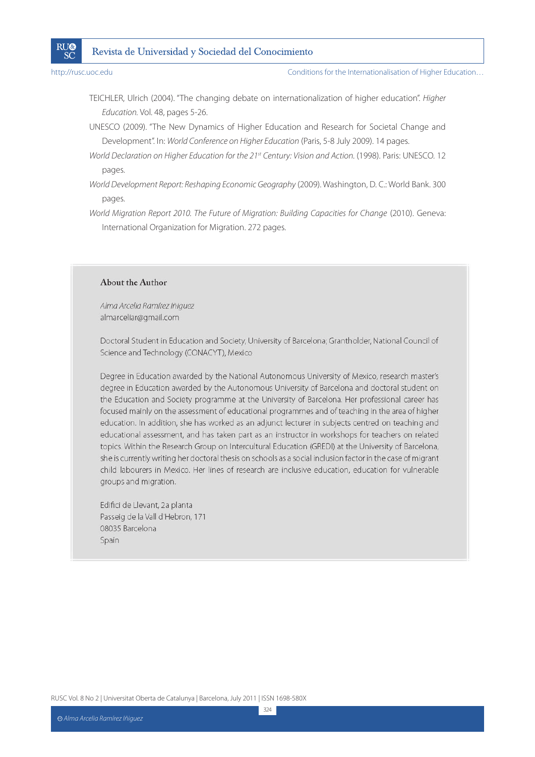TEICHLER, Ulrich (2004). "The changing debate on internationalization of higher education". *Higher Education*. Vol. 48, pages 5-26.

UNESCO (2009). "The New Dynamics of Higher Education and Research for Societal Change and Development". In: *World Conference on Higher Education* (Paris, 5-8 July 2009). 14 pages.

*World Declaration on Higher Education for the 21st Century: Vision and Action*. (1998). Paris: UNESCO. 12 pages.

*World Development Report: Reshaping Economic Geography* (2009). Washington, D. C.: World Bank. 300 pages.

*World Migration Report 2010. The Future of Migration: Building Capacities for Change* (2010). Geneva: International Organization for Migration. 272 pages.

## About the Author

*Alma Arcelia Ramírez Iñiguez*
almarceliar@gmail.com

Doctoral Student in Education and Society, University of Barcelona; Grantholder, National Council of Science and Technology (CONACYT), Mexico

Degree in Education awarded by the National Autonomous University of Mexico, research master's degree in Education awarded by the Autonomous University of Barcelona and doctoral student on the Education and Society programme at the University of Barcelona. Her professional career has focused mainly on the assessment of educational programmes and of teaching in the area of higher education. In addition, she has worked as an adjunct lecturer in subjects centred on teaching and educational assessment, and has taken part as an instructor in workshops for teachers on related topics. Within the Research Group on Intercultural Education (GREDI) at the University of Barcelona, she is currently writing her doctoral thesis on schools as a social inclusion factor in the case of migrant child labourers in Mexico. Her lines of research are inclusive education, education for vulnerable groups and migration.

Edifici de Llevant, 2a planta
Passeig de la Vall d'Hebron, 171
08035 Barcelona
Spain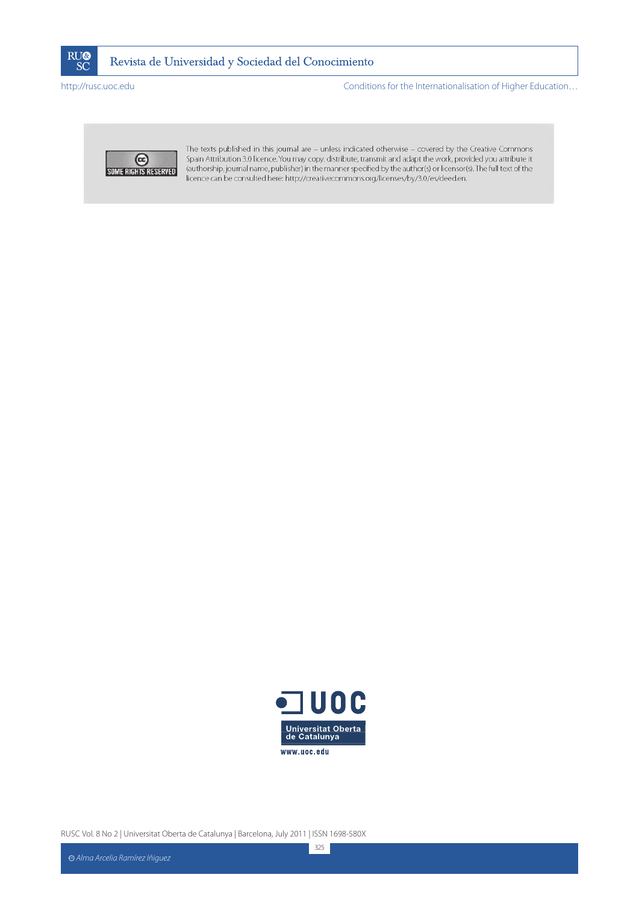The texts published in this journal are – unless indicated otherwise – covered by the Creative Commons Spain Attribution 3.0 licence. You may copy, distribute, transmit and adapt the work, provided you attribute it (authorship, journal name, publisher) in the manner specified by the author(s) or licensor(s). The full text of the licence can be consulted here: http://creativecommons.org/licenses/by/3.0/es/deed.en.